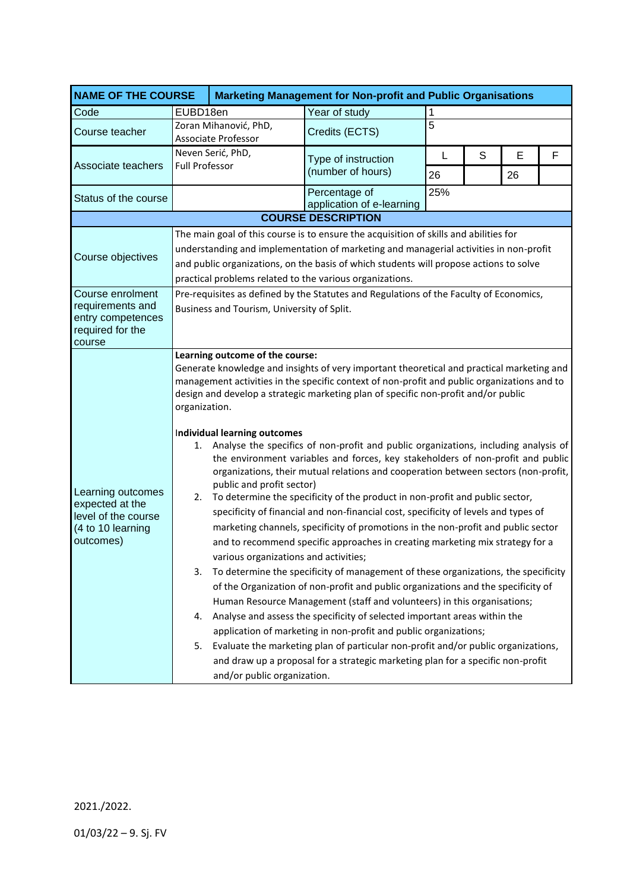| NAME OF THE COURSE | Marketing Management for Non-profit and Public Organisations | | | | | |
|---|---|---|---|---|---|---|
| Code | EUBD18en | Year of study | 1 | | | |
| Course teacher | Zoran Mihanović, PhD, Associate Professor | Credits (ECTS) | 5 | | | |
| Associate teachers | Neven Serić, PhD, Full Professor | Type of instruction (number of hours) | L | S | E | F |
| | | | 26 | | 26 | |
| Status of the course | | Percentage of application of e-learning | 25% | | | |

**COURSE DESCRIPTION**

| | |
|---|---|
| Course objectives | The main goal of this course is to ensure the acquisition of skills and abilities for understanding and implementation of marketing and managerial activities in non-profit and public organizations, on the basis of which students will propose actions to solve practical problems related to the various organizations. |
| Course enrolment requirements and entry competences required for the course | Pre-requisites as defined by the Statutes and Regulations of the Faculty of Economics, Business and Tourism, University of Split. |
| Learning outcomes expected at the level of the course (4 to 10 learning outcomes) | **Learning outcome of the course:**<br>Generate knowledge and insights of very important theoretical and practical marketing and management activities in the specific context of non-profit and public organizations and to design and develop a strategic marketing plan of specific non-profit and/or public organization.<br><br>**Individual learning outcomes**<br>1. Analyse the specifics of non-profit and public organizations, including analysis of the environment variables and forces, key stakeholders of non-profit and public organizations, their mutual relations and cooperation between sectors (non-profit, public and profit sector)<br>2. To determine the specificity of the product in non-profit and public sector, specificity of financial and non-financial cost, specificity of levels and types of marketing channels, specificity of promotions in the non-profit and public sector and to recommend specific approaches in creating marketing mix strategy for a various organizations and activities;<br>3. To determine the specificity of management of these organizations, the specificity of the Organization of non-profit and public organizations and the specificity of Human Resource Management (staff and volunteers) in this organisations;<br>4. Analyse and assess the specificity of selected important areas within the application of marketing in non-profit and public organizations;<br>5. Evaluate the marketing plan of particular non-profit and/or public organizations, and draw up a proposal for a strategic marketing plan for a specific non-profit and/or public organization. |

2021./2022.

01/03/22 – 9. Sj. FV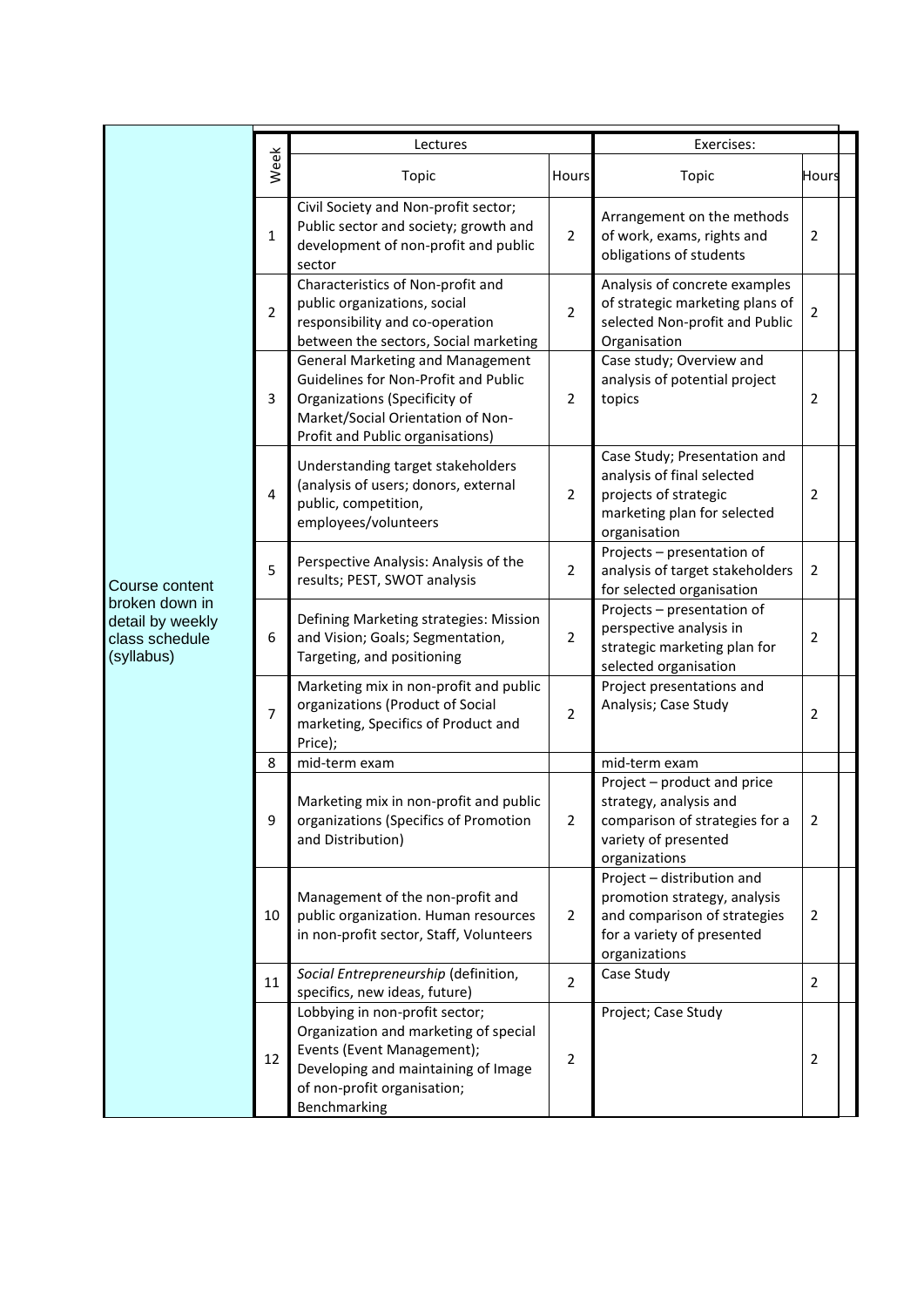| Course content broken down in detail by weekly class schedule (syllabus) | Week | Lectures | | Exercises: | |
|---|---|---|---|---|---|
| | | Topic | Hours | Topic | Hours |
| | 1 | Civil Society and Non-profit sector; Public sector and society; growth and development of non-profit and public sector | 2 | Arrangement on the methods of work, exams, rights and obligations of students | 2 |
| | 2 | Characteristics of Non-profit and public organizations, social responsibility and co-operation between the sectors, Social marketing | 2 | Analysis of concrete examples of strategic marketing plans of selected Non-profit and Public Organisation | 2 |
| | 3 | General Marketing and Management Guidelines for Non-Profit and Public Organizations (Specificity of Market/Social Orientation of Non-Profit and Public organisations) | 2 | Case study; Overview and analysis of potential project topics | 2 |
| | 4 | Understanding target stakeholders (analysis of users; donors, external public, competition, employees/volunteers | 2 | Case Study; Presentation and analysis of final selected projects of strategic marketing plan for selected organisation | 2 |
| | 5 | Perspective Analysis: Analysis of the results; PEST, SWOT analysis | 2 | Projects – presentation of analysis of target stakeholders for selected organisation | 2 |
| | 6 | Defining Marketing strategies: Mission and Vision; Goals; Segmentation, Targeting, and positioning | 2 | Projects – presentation of perspective analysis in strategic marketing plan for selected organisation | 2 |
| | 7 | Marketing mix in non-profit and public organizations (Product of Social marketing, Specifics of Product and Price); | 2 | Project presentations and Analysis; Case Study | 2 |
| | 8 | mid-term exam | | mid-term exam | |
| | 9 | Marketing mix in non-profit and public organizations (Specifics of Promotion and Distribution) | 2 | Project – product and price strategy, analysis and comparison of strategies for a variety of presented organizations | 2 |
| | 10 | Management of the non-profit and public organization. Human resources in non-profit sector, Staff, Volunteers | 2 | Project – distribution and promotion strategy, analysis and comparison of strategies for a variety of presented organizations | 2 |
| | 11 | *Social Entrepreneurship* (definition, specifics, new ideas, future) | 2 | Case Study | 2 |
| | 12 | Lobbying in non-profit sector; Organization and marketing of special Events (Event Management); Developing and maintaining of Image of non-profit organisation; Benchmarking | 2 | Project; Case Study | 2 |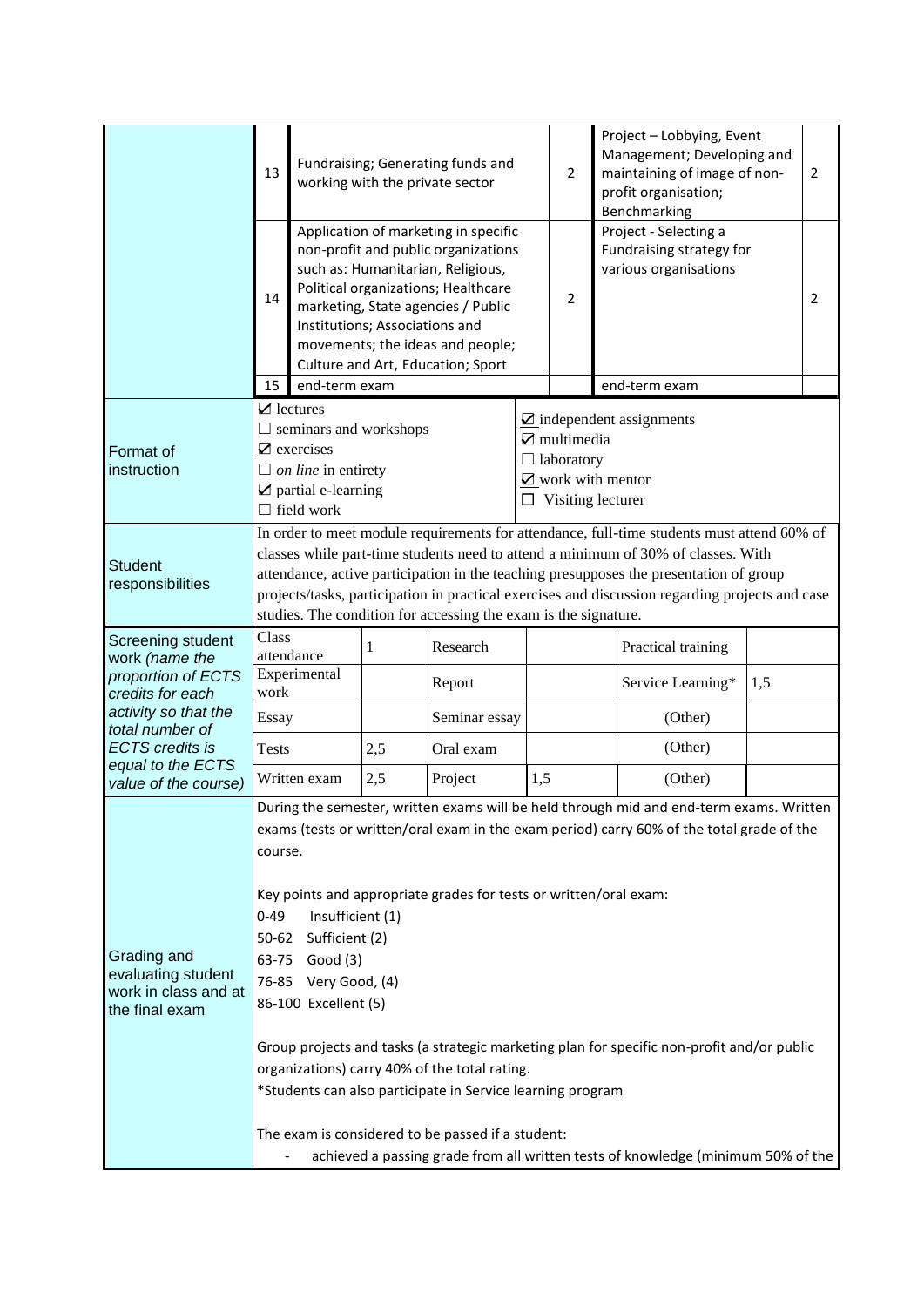| | | | | | |
|---|---|---|---|---|---|
| | 13 | Fundraising; Generating funds and working with the private sector | 2 | Project – Lobbying, Event Management; Developing and maintaining of image of non-profit organisation; Benchmarking | 2 |
| | 14 | Application of marketing in specific non-profit and public organizations such as: Humanitarian, Religious, Political organizations; Healthcare marketing, State agencies / Public Institutions; Associations and movements; the ideas and people; Culture and Art, Education; Sport | 2 | Project - Selecting a Fundraising strategy for various organisations | 2 |
| | 15 | end-term exam | | end-term exam | |

| | | |
|---|---|---|
| Format of instruction | ☑ lectures<br>☐ seminars and workshops<br>☑ exercises<br>☐ *on line* in entirety<br>☑ partial e-learning<br>☐ field work | ☑ independent assignments<br>☑ multimedia<br>☐ laboratory<br>☑ work with mentor<br>☐ Visiting lecturer |
| Student responsibilities | In order to meet module requirements for attendance, full-time students must attend 60% of classes while part-time students need to attend a minimum of 30% of classes. With attendance, active participation in the teaching presupposes the presentation of group projects/tasks, participation in practical exercises and discussion regarding projects and case studies. The condition for accessing the exam is the signature. | |

| Screening student work *(name the proportion of ECTS credits for each activity so that the total number of ECTS credits is equal to the ECTS value of the course)* | | | | | | |
|---|---|---|---|---|---|---|
| Class attendance | 1 | Research | | Practical training | |
| Experimental work | | Report | | Service Learning* | 1,5 |
| Essay | | Seminar essay | | (Other) | |
| Tests | 2,5 | Oral exam | | (Other) | |
| Written exam | 2,5 | Project | 1,5 | (Other) | |

**Grading and evaluating student work in class and at the final exam**

During the semester, written exams will be held through mid and end-term exams. Written exams (tests or written/oral exam in the exam period) carry 60% of the total grade of the course.

Key points and appropriate grades for tests or written/oral exam:

0-49 Insufficient (1)
50-62 Sufficient (2)
63-75 Good (3)
76-85 Very Good, (4)
86-100 Excellent (5)

Group projects and tasks (a strategic marketing plan for specific non-profit and/or public organizations) carry 40% of the total rating.
*Students can also participate in Service learning program

The exam is considered to be passed if a student:

- achieved a passing grade from all written tests of knowledge (minimum 50% of the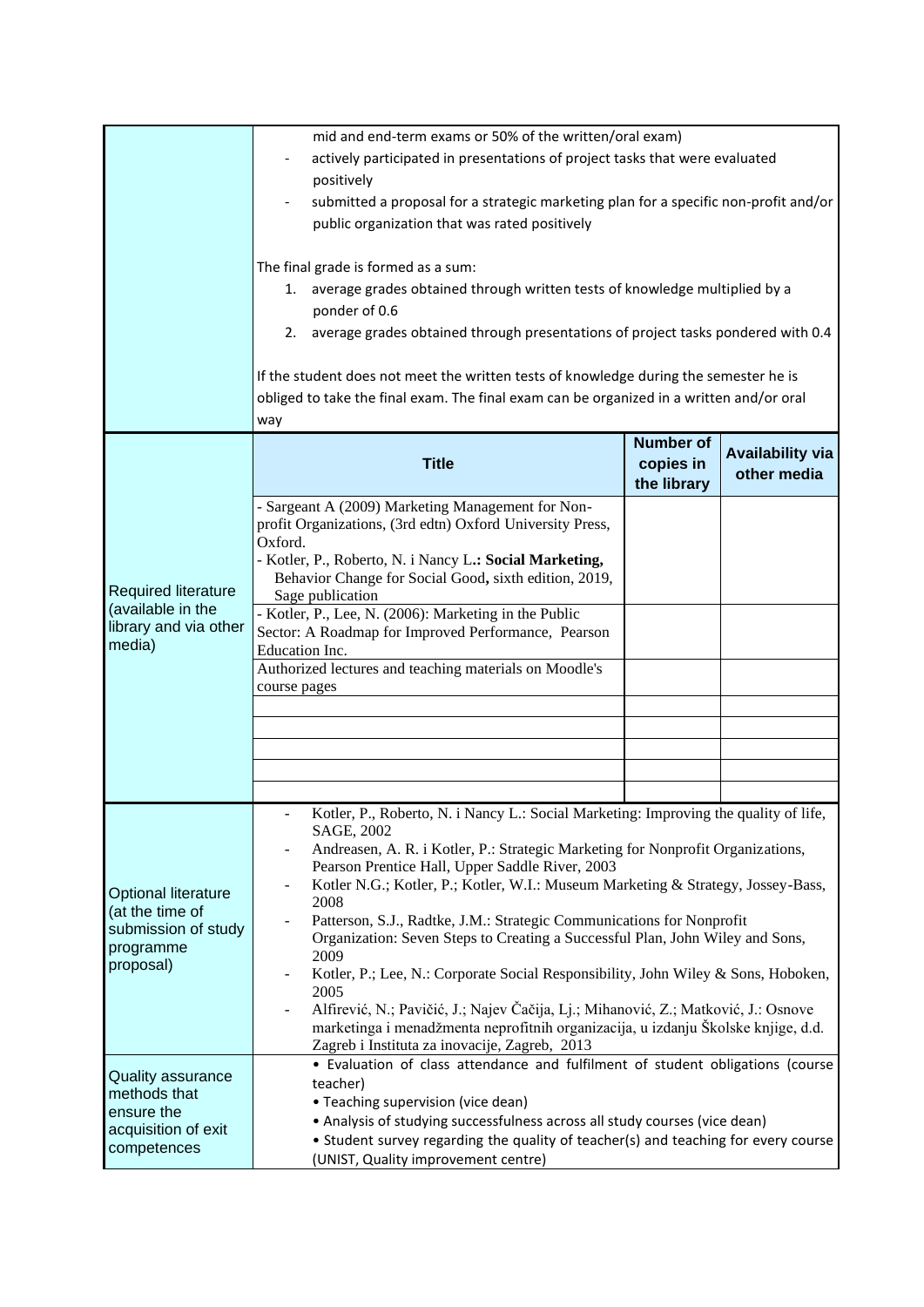| | |
|---|---|
| | mid and end-term exams or 50% of the written/oral exam)<br>- actively participated in presentations of project tasks that were evaluated positively<br>- submitted a proposal for a strategic marketing plan for a specific non-profit and/or public organization that was rated positively<br><br>The final grade is formed as a sum:<br>1. average grades obtained through written tests of knowledge multiplied by a ponder of 0.6<br>2. average grades obtained through presentations of project tasks pondered with 0.4<br><br>If the student does not meet the written tests of knowledge during the semester he is obliged to take the final exam. The final exam can be organized in a written and/or oral way |

| Required literature (available in the library and via other media) | Title | Number of copies in the library | Availability via other media |
|---|---|---|---|
| | - Sargeant A (2009) Marketing Management for Non-profit Organizations, (3rd edtn) Oxford University Press, Oxford.<br>- Kotler, P., Roberto, N. i Nancy L.**: Social Marketing,** Behavior Change for Social Good**,** sixth edition, 2019, Sage publication | | |
| | - Kotler, P., Lee, N. (2006): Marketing in the Public Sector: A Roadmap for Improved Performance, Pearson Education Inc. | | |
| | Authorized lectures and teaching materials on Moodle's course pages | | |
| | | | |
| | | | |
| | | | |
| | | | |
| | | | |

| | |
|---|---|
| Optional literature (at the time of submission of study programme proposal) | - Kotler, P., Roberto, N. i Nancy L.: Social Marketing: Improving the quality of life, SAGE, 2002<br>- Andreasen, A. R. i Kotler, P.: Strategic Marketing for Nonprofit Organizations, Pearson Prentice Hall, Upper Saddle River, 2003<br>- Kotler N.G.; Kotler, P.; Kotler, W.I.: Museum Marketing & Strategy, Jossey-Bass, 2008<br>- Patterson, S.J., Radtke, J.M.: Strategic Communications for Nonprofit Organization: Seven Steps to Creating a Successful Plan, John Wiley and Sons, 2009<br>- Kotler, P.; Lee, N.: Corporate Social Responsibility, John Wiley & Sons, Hoboken, 2005<br>- Alfirević, N.; Pavičić, J.; Najev Čačija, Lj.; Mihanović, Z.; Matković, J.: Osnove marketinga i menadžmenta neprofitnih organizacija, u izdanju Školske knjige, d.d. Zagreb i Instituta za inovacije, Zagreb, 2013 |
| Quality assurance methods that ensure the acquisition of exit competences | • Evaluation of class attendance and fulfilment of student obligations (course teacher)<br>• Teaching supervision (vice dean)<br>• Analysis of studying successfulness across all study courses (vice dean)<br>• Student survey regarding the quality of teacher(s) and teaching for every course (UNIST, Quality improvement centre) |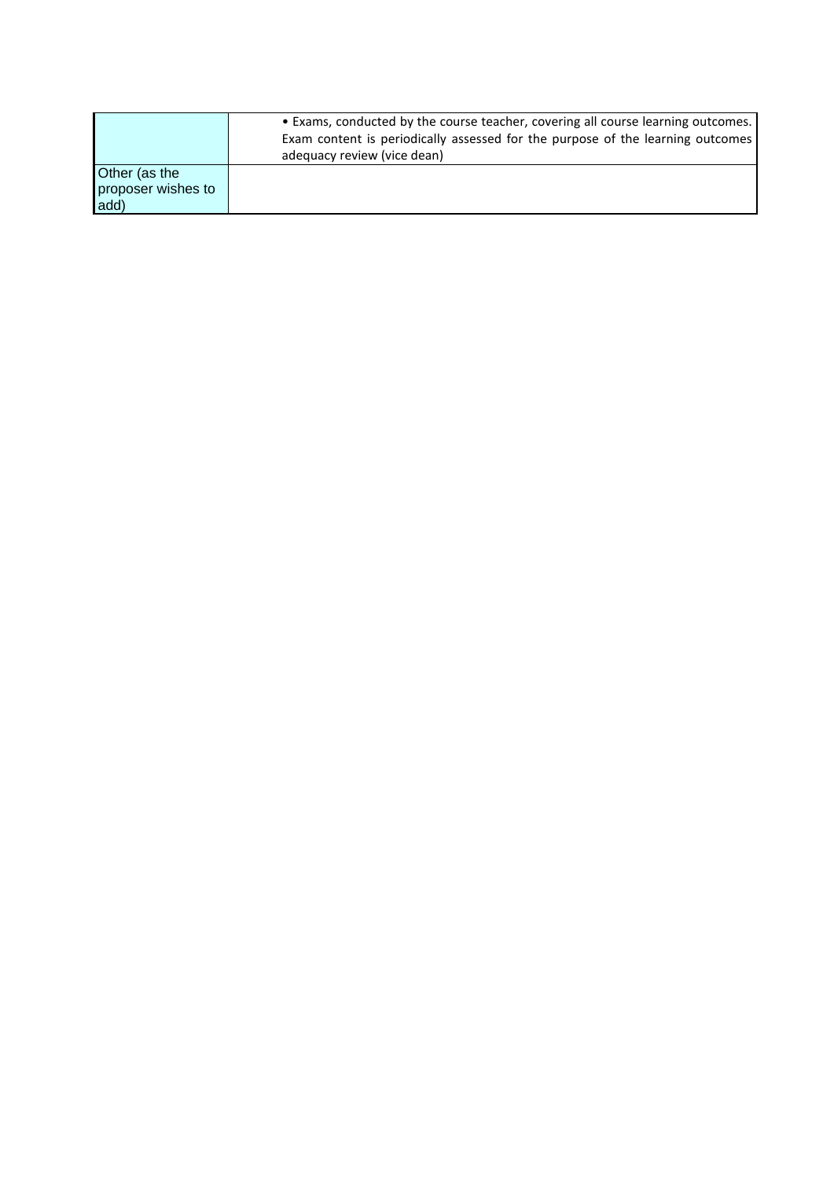| | |
|---|---|
| | • Exams, conducted by the course teacher, covering all course learning outcomes. Exam content is periodically assessed for the purpose of the learning outcomes adequacy review (vice dean) |
| Other (as the proposer wishes to add) | |